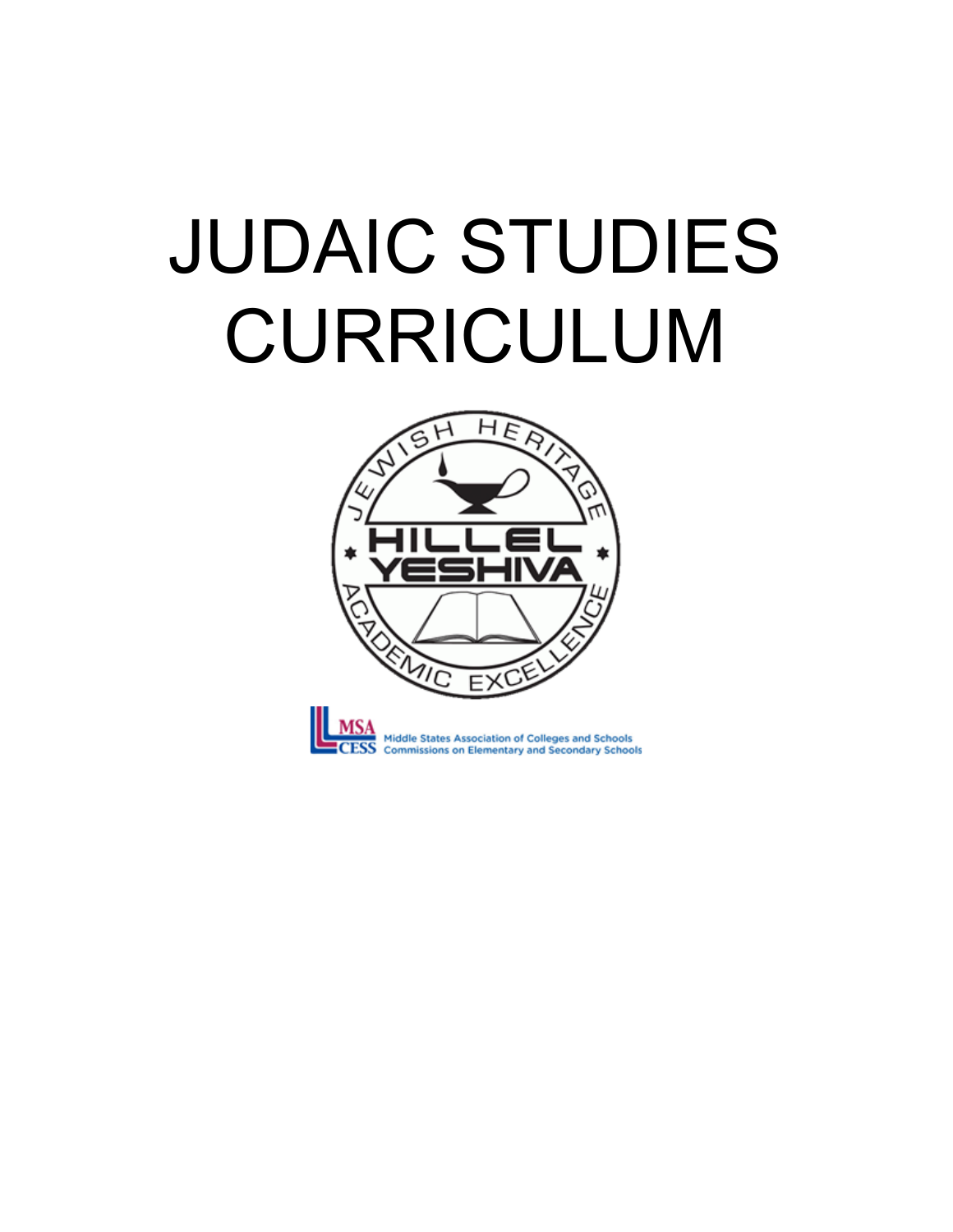# JUDAIC STUDIES CURRICULUM

JEWISH HERITAGE

HILLEL YESHIVA

ACADEMIC EXCELLENCE

MSA CESS Middle States Association of Colleges and Schools Commissions on Elementary and Secondary Schools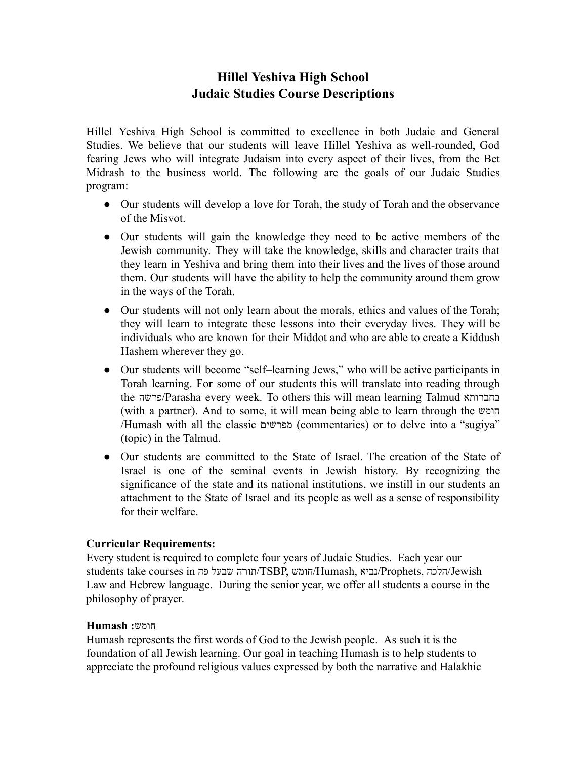# Hillel Yeshiva High School
# Judaic Studies Course Descriptions

Hillel Yeshiva High School is committed to excellence in both Judaic and General Studies. We believe that our students will leave Hillel Yeshiva as well-rounded, God fearing Jews who will integrate Judaism into every aspect of their lives, from the Bet Midrash to the business world. The following are the goals of our Judaic Studies program:

- Our students will develop a love for Torah, the study of Torah and the observance of the Misvot.
- Our students will gain the knowledge they need to be active members of the Jewish community. They will take the knowledge, skills and character traits that they learn in Yeshiva and bring them into their lives and the lives of those around them. Our students will have the ability to help the community around them grow in the ways of the Torah.
- Our students will not only learn about the morals, ethics and values of the Torah; they will learn to integrate these lessons into their everyday lives. They will be individuals who are known for their Middot and who are able to create a Kiddush Hashem wherever they go.
- Our students will become "self–learning Jews," who will be active participants in Torah learning. For some of our students this will translate into reading through the פרשה/Parasha every week. To others this will mean learning Talmud בחברותא (with a partner). And to some, it will mean being able to learn through the חומש /Humash with all the classic מפרשים (commentaries) or to delve into a "sugiya" (topic) in the Talmud.
- Our students are committed to the State of Israel. The creation of the State of Israel is one of the seminal events in Jewish history. By recognizing the significance of the state and its national institutions, we instill in our students an attachment to the State of Israel and its people as well as a sense of responsibility for their welfare.

**Curricular Requirements:**
Every student is required to complete four years of Judaic Studies. Each year our students take courses in תורה שבעל פה/TSBP, חומש/Humash, נביא/Prophets, הלכה/Jewish Law and Hebrew language. During the senior year, we offer all students a course in the philosophy of prayer.

**Humash :**חומש
Humash represents the first words of God to the Jewish people. As such it is the foundation of all Jewish learning. Our goal in teaching Humash is to help students to appreciate the profound religious values expressed by both the narrative and Halakhic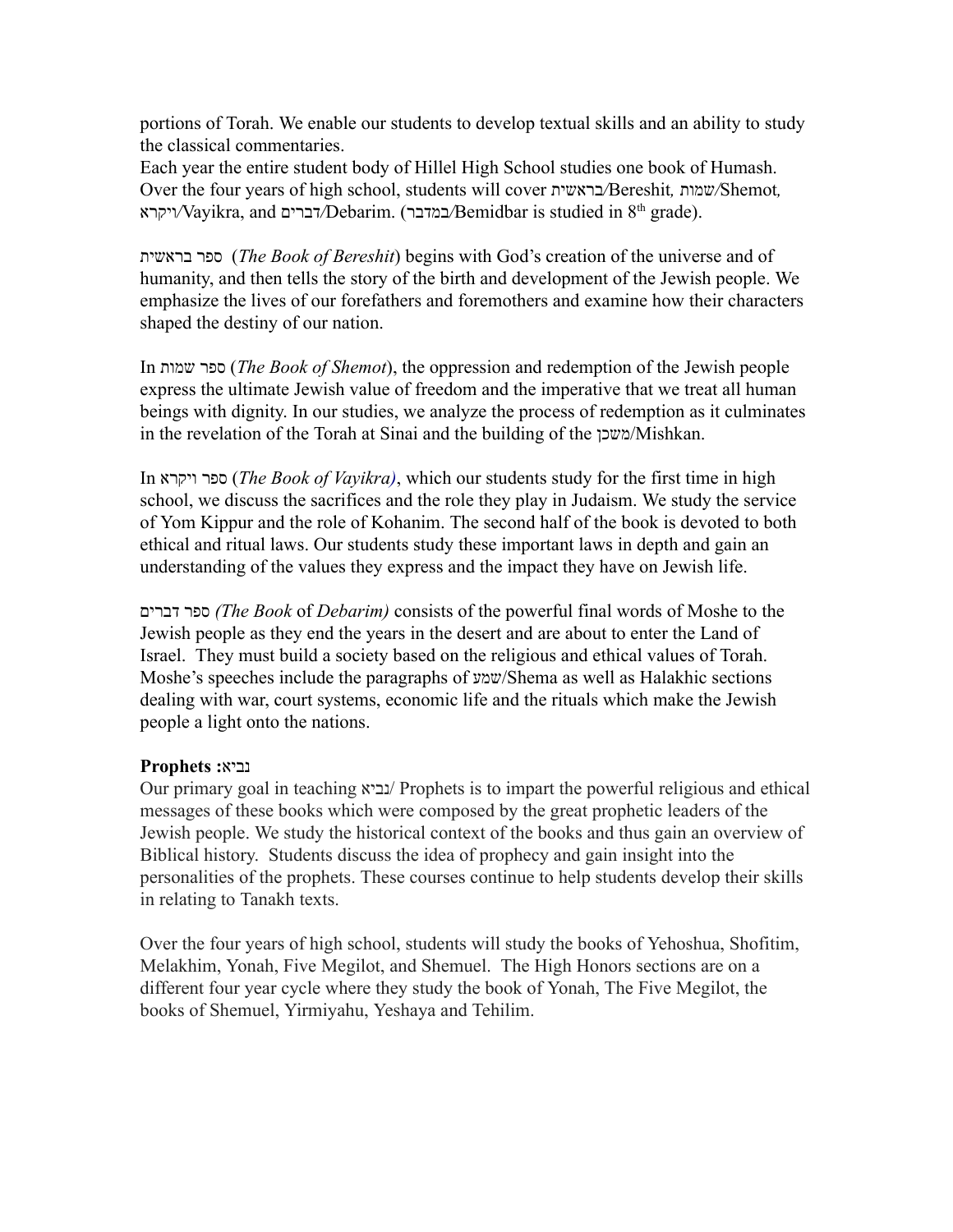portions of Torah. We enable our students to develop textual skills and an ability to study the classical commentaries.

Each year the entire student body of Hillel High School studies one book of Humash. Over the four years of high school, students will cover בראשית/Bereshit*,* שמות/Shemot*,* ויקרא/Vayikra, and דברים/Debarim. (במדבר/Bemidbar is studied in 8th grade).

ספר בראשית (*The Book of Bereshit*) begins with God's creation of the universe and of humanity, and then tells the story of the birth and development of the Jewish people. We emphasize the lives of our forefathers and foremothers and examine how their characters shaped the destiny of our nation.

In ספר שמות (*The Book of Shemot*), the oppression and redemption of the Jewish people express the ultimate Jewish value of freedom and the imperative that we treat all human beings with dignity. In our studies, we analyze the process of redemption as it culminates in the revelation of the Torah at Sinai and the building of the משכן/Mishkan.

In ספר ויקרא (*The Book of Vayikra)*, which our students study for the first time in high school, we discuss the sacrifices and the role they play in Judaism. We study the service of Yom Kippur and the role of Kohanim. The second half of the book is devoted to both ethical and ritual laws. Our students study these important laws in depth and gain an understanding of the values they express and the impact they have on Jewish life.

ספר דברים *(The Book* of *Debarim)* consists of the powerful final words of Moshe to the Jewish people as they end the years in the desert and are about to enter the Land of Israel. They must build a society based on the religious and ethical values of Torah. Moshe's speeches include the paragraphs of שמע/Shema as well as Halakhic sections dealing with war, court systems, economic life and the rituals which make the Jewish people a light onto the nations.

**Prophets :נביא**

Our primary goal in teaching נביא/ Prophets is to impart the powerful religious and ethical messages of these books which were composed by the great prophetic leaders of the Jewish people. We study the historical context of the books and thus gain an overview of Biblical history. Students discuss the idea of prophecy and gain insight into the personalities of the prophets. These courses continue to help students develop their skills in relating to Tanakh texts.

Over the four years of high school, students will study the books of Yehoshua, Shofitim, Melakhim, Yonah, Five Megilot, and Shemuel. The High Honors sections are on a different four year cycle where they study the book of Yonah, The Five Megilot, the books of Shemuel, Yirmiyahu, Yeshaya and Tehilim.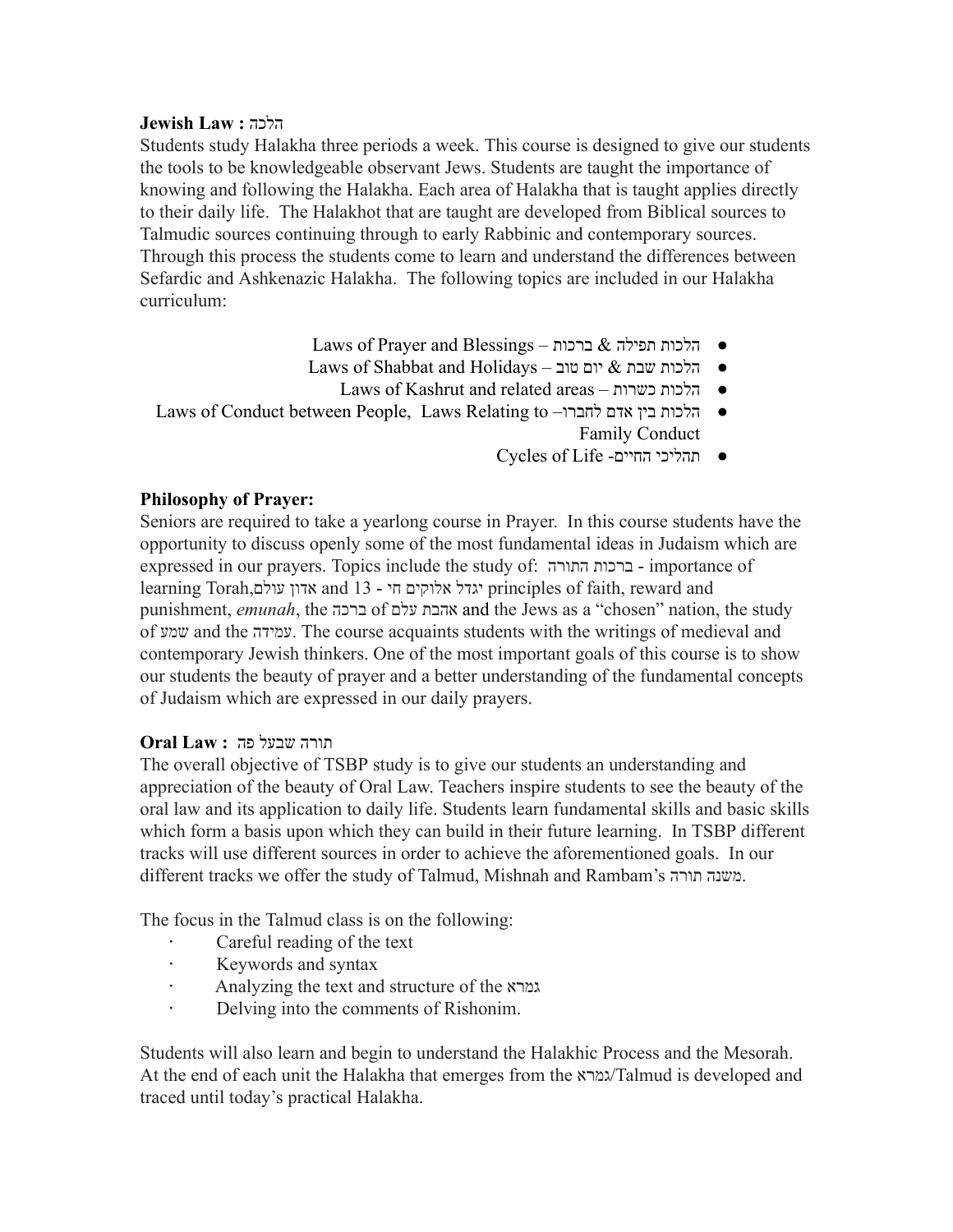**Jewish Law : הלכה**

Students study Halakha three periods a week. This course is designed to give our students the tools to be knowledgeable observant Jews. Students are taught the importance of knowing and following the Halakha. Each area of Halakha that is taught applies directly to their daily life. The Halakhot that are taught are developed from Biblical sources to Talmudic sources continuing through to early Rabbinic and contemporary sources. Through this process the students come to learn and understand the differences between Sefardic and Ashkenazic Halakha. The following topics are included in our Halakha curriculum:

- הלכות תפילה & ברכות – Laws of Prayer and Blessings
- הלכות שבת & יום טוב – Laws of Shabbat and Holidays
- הלכות כשרות – Laws of Kashrut and related areas
- הלכות בין אדם לחברו– Laws of Conduct between People, Laws Relating to Family Conduct
- תהליכי החיים- Cycles of Life

**Philosophy of Prayer:**

Seniors are required to take a yearlong course in Prayer. In this course students have the opportunity to discuss openly some of the most fundamental ideas in Judaism which are expressed in our prayers. Topics include the study of: ברכות התורה - importance of learning Torah,אדון עולם and 13 - יגדל אלוקים חי principles of faith, reward and punishment, *emunah*, the ברכה of אהבת עלם and the Jews as a "chosen" nation, the study of שמע and the עמידה. The course acquaints students with the writings of medieval and contemporary Jewish thinkers. One of the most important goals of this course is to show our students the beauty of prayer and a better understanding of the fundamental concepts of Judaism which are expressed in our daily prayers.

**Oral Law : תורה שבעל פה**

The overall objective of TSBP study is to give our students an understanding and appreciation of the beauty of Oral Law. Teachers inspire students to see the beauty of the oral law and its application to daily life. Students learn fundamental skills and basic skills which form a basis upon which they can build in their future learning. In TSBP different tracks will use different sources in order to achieve the aforementioned goals. In our different tracks we offer the study of Talmud, Mishnah and Rambam's משנה תורה.

The focus in the Talmud class is on the following:

- Careful reading of the text
- Keywords and syntax
- Analyzing the text and structure of the גמרא
- Delving into the comments of Rishonim.

Students will also learn and begin to understand the Halakhic Process and the Mesorah. At the end of each unit the Halakha that emerges from the גמרא/Talmud is developed and traced until today's practical Halakha.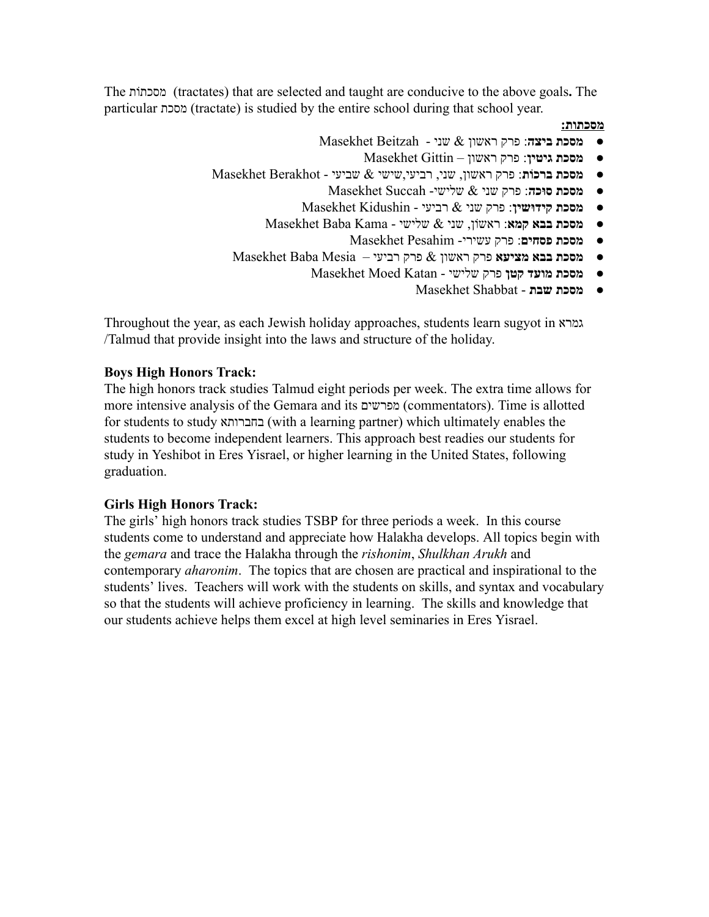The מסכתות (tractates) that are selected and taught are conducive to the above goals**.** The particular מסכת (tractate) is studied by the entire school during that school year.

<u>**מסכתות:**</u>

- **מסכת ביצה**: פרק ראשון & שני - Masekhet Beitzah
- **מסכת גיטין**: פרק ראשון – Masekhet Gittin
- **מסכת ברכות**: פרק ראשון, שני, רביעי,שישי & שביעי - Masekhet Berakhot
- **מסכת סוכה**: פרק שני & שלישי- Masekhet Succah
- **מסכת קידושין**: פרק שני & רביעי - Masekhet Kidushin
- **מסכת בבא קמא**: ראשון, שני & שלישי - Masekhet Baba Kama
- **מסכת פסחים**: פרק עשירי- Masekhet Pesahim
- **מסכת בבא מציעא** פרק ראשון & פרק רביעי – Masekhet Baba Mesia
- **מסכת מועד קטן** פרק שלישי - Masekhet Moed Katan
- **מסכת שבת** - Masekhet Shabbat

Throughout the year, as each Jewish holiday approaches, students learn sugyot in גמרא /Talmud that provide insight into the laws and structure of the holiday.

**Boys High Honors Track:**

The high honors track studies Talmud eight periods per week. The extra time allows for more intensive analysis of the Gemara and its מפרשים (commentators). Time is allotted for students to study בחברותא (with a learning partner) which ultimately enables the students to become independent learners. This approach best readies our students for study in Yeshibot in Eres Yisrael, or higher learning in the United States, following graduation.

**Girls High Honors Track:**

The girls' high honors track studies TSBP for three periods a week. In this course students come to understand and appreciate how Halakha develops. All topics begin with the *gemara* and trace the Halakha through the *rishonim*, *Shulkhan Arukh* and contemporary *aharonim*. The topics that are chosen are practical and inspirational to the students' lives. Teachers will work with the students on skills, and syntax and vocabulary so that the students will achieve proficiency in learning. The skills and knowledge that our students achieve helps them excel at high level seminaries in Eres Yisrael.